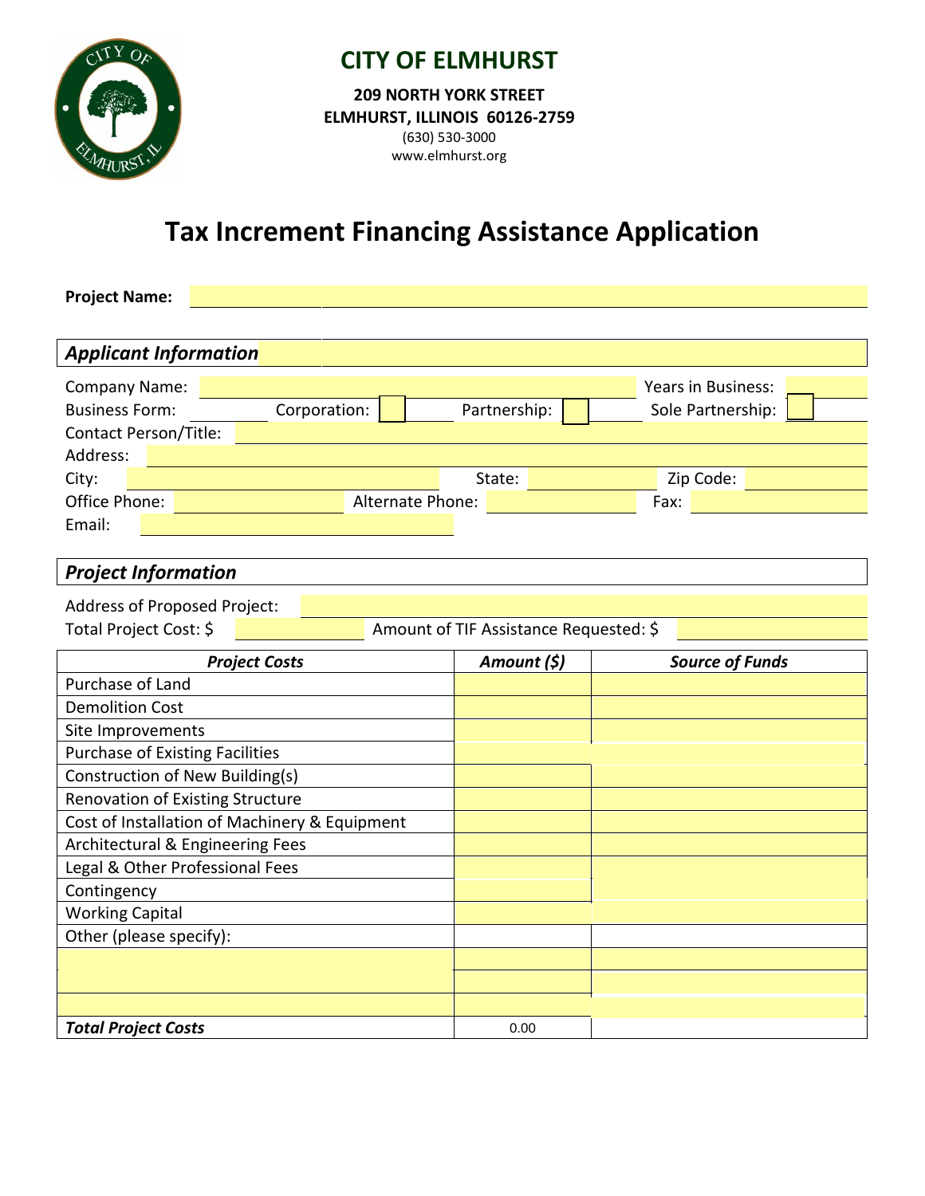# CITY OF ELMHURST

**209 NORTH YORK STREET**
**ELMHURST, ILLINOIS 60126-2759**
(630) 530-3000
www.elmhurst.org

# Tax Increment Financing Assistance Application

**Project Name:** ____________________

## *Applicant Information*

Company Name: ____________________ Years in Business: ________

Business Form: Corporation: ☐ Partnership: ☐ Sole Partnership: ☐

Contact Person/Title: ____________________

Address: ____________________

City: ____________________ State: ________ Zip Code: ________

Office Phone: ____________ Alternate Phone: ____________ Fax: ____________

Email: ____________________

## *Project Information*

Address of Proposed Project: ____________________

Total Project Cost: $ ____________ Amount of TIF Assistance Requested: $ ____________

| *Project Costs* | *Amount ($)* | *Source of Funds* |
|---|---|---|
| Purchase of Land | | |
| Demolition Cost | | |
| Site Improvements | | |
| Purchase of Existing Facilities | | |
| Construction of New Building(s) | | |
| Renovation of Existing Structure | | |
| Cost of Installation of Machinery & Equipment | | |
| Architectural & Engineering Fees | | |
| Legal & Other Professional Fees | | |
| Contingency | | |
| Working Capital | | |
| Other (please specify): | | |
| | | |
| | | |
| | | |
| ***Total Project Costs*** | 0.00 | |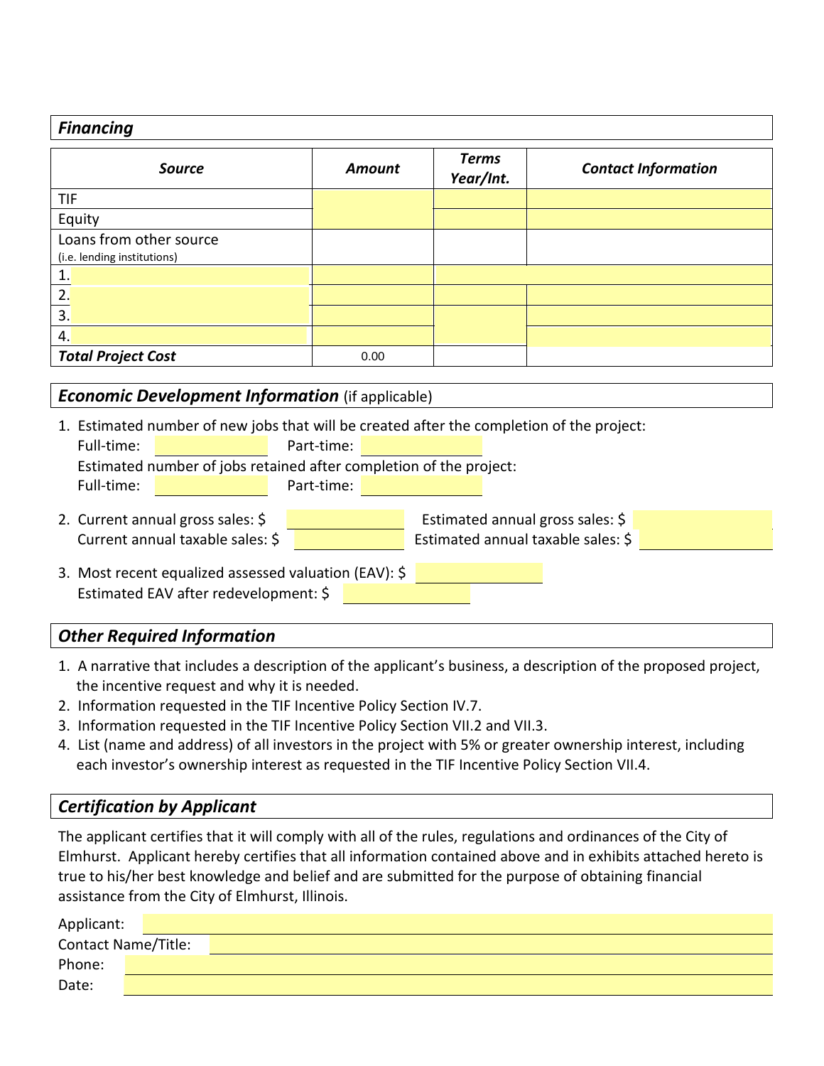## *Financing*

| *Source* | *Amount* | *Terms Year/Int.* | *Contact Information* |
| --- | --- | --- | --- |
| TIF | | | |
| Equity | | | |
| Loans from other source (i.e. lending institutions) | | | |
| 1. | | | |
| 2. | | | |
| 3. | | | |
| 4. | | | |
| ***Total Project Cost*** | 0.00 | | |

## *Economic Development Information* (if applicable)

1. Estimated number of new jobs that will be created after the completion of the project:
   Full-time: ________ Part-time: ________
   Estimated number of jobs retained after completion of the project:
   Full-time: ________ Part-time: ________
2. Current annual gross sales: $ ________ Estimated annual gross sales: $ ________
   Current annual taxable sales: $ ________ Estimated annual taxable sales: $ ________
3. Most recent equalized assessed valuation (EAV): $ ________
   Estimated EAV after redevelopment: $ ________

## *Other Required Information*

1. A narrative that includes a description of the applicant's business, a description of the proposed project, the incentive request and why it is needed.
2. Information requested in the TIF Incentive Policy Section IV.7.
3. Information requested in the TIF Incentive Policy Section VII.2 and VII.3.
4. List (name and address) of all investors in the project with 5% or greater ownership interest, including each investor's ownership interest as requested in the TIF Incentive Policy Section VII.4.

## *Certification by Applicant*

The applicant certifies that it will comply with all of the rules, regulations and ordinances of the City of Elmhurst. Applicant hereby certifies that all information contained above and in exhibits attached hereto is true to his/her best knowledge and belief and are submitted for the purpose of obtaining financial assistance from the City of Elmhurst, Illinois.

Applicant: ________

Contact Name/Title: ________

Phone: ________

Date: ________